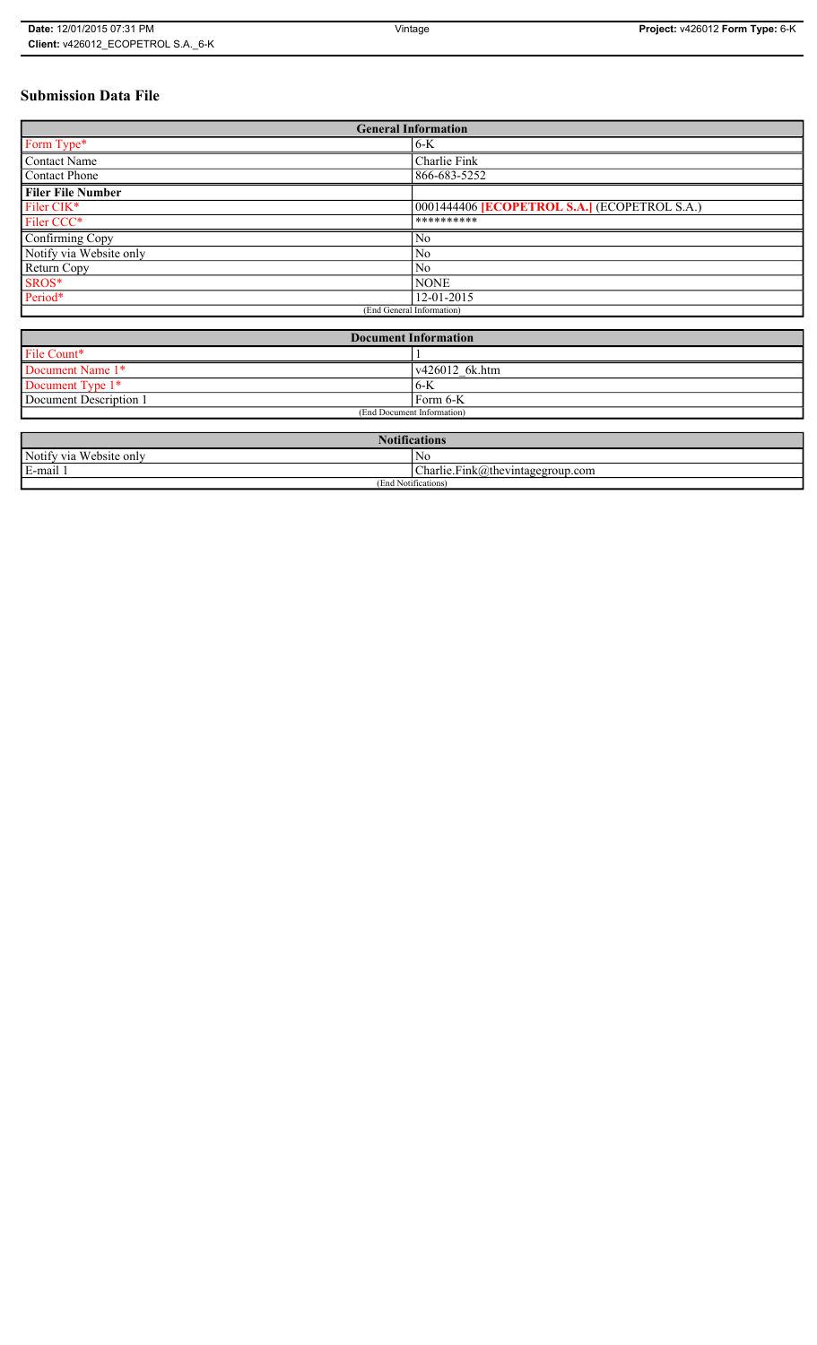# Submission Data File

| General Information | |
|---|---|
| Form Type* | 6-K |
| Contact Name | Charlie Fink |
| Contact Phone | 866-683-5252 |
| **Filer File Number** | |
| Filer CIK* | 0001444406 **[ECOPETROL S.A.]** (ECOPETROL S.A.) |
| Filer CCC* | ********** |
| Confirming Copy | No |
| Notify via Website only | No |
| Return Copy | No |
| SROS* | NONE |
| Period* | 12-01-2015 |
| (End General Information) | |

| Document Information | |
|---|---|
| File Count* | 1 |
| Document Name 1* | v426012_6k.htm |
| Document Type 1* | 6-K |
| Document Description 1 | Form 6-K |
| (End Document Information) | |

| Notifications | |
|---|---|
| Notify via Website only | No |
| E-mail 1 | Charlie.Fink@thevintagegroup.com |
| (End Notifications) | |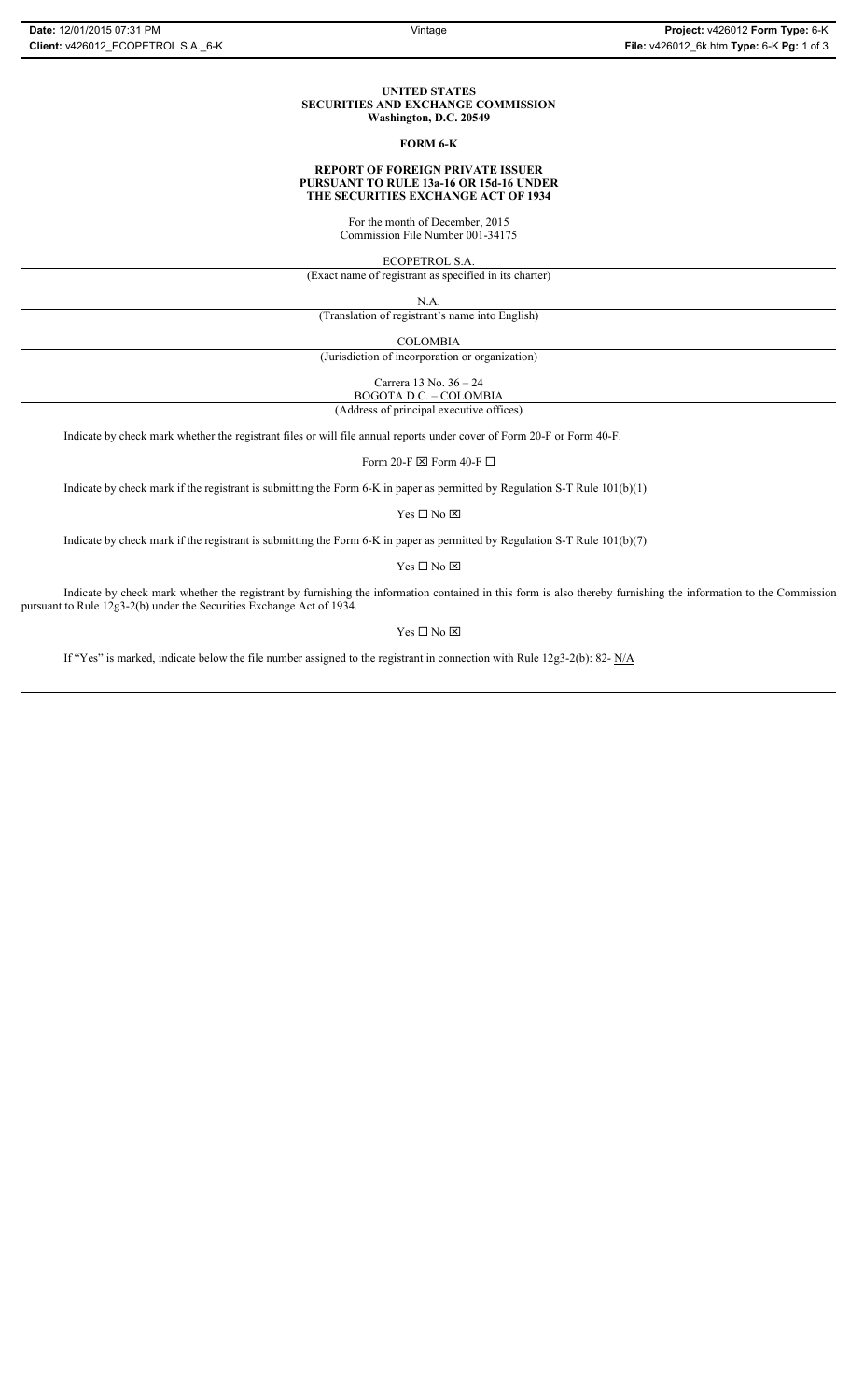**UNITED STATES**
**SECURITIES AND EXCHANGE COMMISSION**
**Washington, D.C. 20549**

**FORM 6-K**

**REPORT OF FOREIGN PRIVATE ISSUER**
**PURSUANT TO RULE 13a-16 OR 15d-16 UNDER**
**THE SECURITIES EXCHANGE ACT OF 1934**

For the month of December, 2015
Commission File Number 001-34175

ECOPETROL S.A.

(Exact name of registrant as specified in its charter)

N.A.

(Translation of registrant's name into English)

COLOMBIA

(Jurisdiction of incorporation or organization)

Carrera 13 No. 36 – 24
BOGOTA D.C. – COLOMBIA

(Address of principal executive offices)

Indicate by check mark whether the registrant files or will file annual reports under cover of Form 20-F or Form 40-F.

Form 20-F ☒ Form 40-F ☐

Indicate by check mark if the registrant is submitting the Form 6-K in paper as permitted by Regulation S-T Rule 101(b)(1)

Yes ☐ No ☒

Indicate by check mark if the registrant is submitting the Form 6-K in paper as permitted by Regulation S-T Rule 101(b)(7)

Yes ☐ No ☒

Indicate by check mark whether the registrant by furnishing the information contained in this form is also thereby furnishing the information to the Commission pursuant to Rule 12g3-2(b) under the Securities Exchange Act of 1934.

Yes ☐ No ☒

If "Yes" is marked, indicate below the file number assigned to the registrant in connection with Rule 12g3-2(b): 82- N/A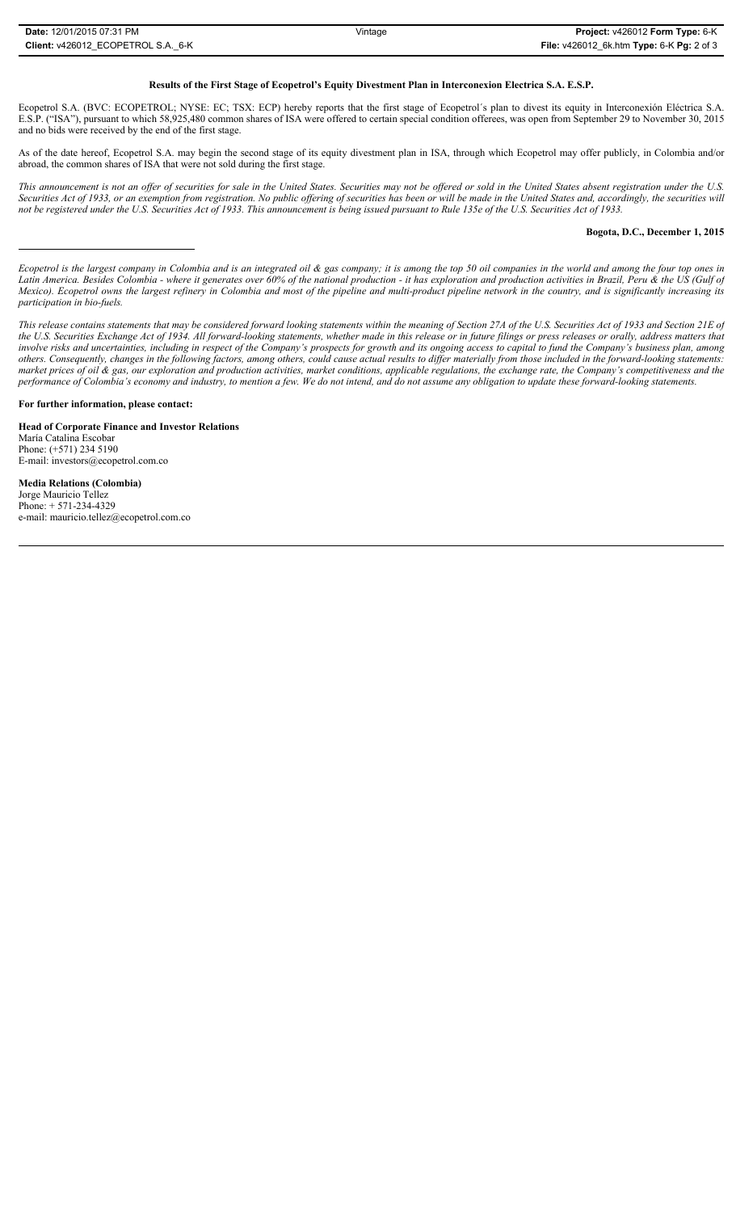**Results of the First Stage of Ecopetrol's Equity Divestment Plan in Interconexion Electrica S.A. E.S.P.**

Ecopetrol S.A. (BVC: ECOPETROL; NYSE: EC; TSX: ECP) hereby reports that the first stage of Ecopetrol´s plan to divest its equity in Interconexión Eléctrica S.A. E.S.P. ("ISA"), pursuant to which 58,925,480 common shares of ISA were offered to certain special condition offerees, was open from September 29 to November 30, 2015 and no bids were received by the end of the first stage.

As of the date hereof, Ecopetrol S.A. may begin the second stage of its equity divestment plan in ISA, through which Ecopetrol may offer publicly, in Colombia and/or abroad, the common shares of ISA that were not sold during the first stage.

*This announcement is not an offer of securities for sale in the United States. Securities may not be offered or sold in the United States absent registration under the U.S. Securities Act of 1933, or an exemption from registration. No public offering of securities has been or will be made in the United States and, accordingly, the securities will not be registered under the U.S. Securities Act of 1933. This announcement is being issued pursuant to Rule 135e of the U.S. Securities Act of 1933.*

**Bogota, D.C., December 1, 2015**

---

*Ecopetrol is the largest company in Colombia and is an integrated oil & gas company; it is among the top 50 oil companies in the world and among the four top ones in Latin America. Besides Colombia - where it generates over 60% of the national production - it has exploration and production activities in Brazil, Peru & the US (Gulf of Mexico). Ecopetrol owns the largest refinery in Colombia and most of the pipeline and multi-product pipeline network in the country, and is significantly increasing its participation in bio-fuels.*

*This release contains statements that may be considered forward looking statements within the meaning of Section 27A of the U.S. Securities Act of 1933 and Section 21E of the U.S. Securities Exchange Act of 1934. All forward-looking statements, whether made in this release or in future filings or press releases or orally, address matters that involve risks and uncertainties, including in respect of the Company's prospects for growth and its ongoing access to capital to fund the Company's business plan, among others. Consequently, changes in the following factors, among others, could cause actual results to differ materially from those included in the forward-looking statements: market prices of oil & gas, our exploration and production activities, market conditions, applicable regulations, the exchange rate, the Company's competitiveness and the performance of Colombia's economy and industry, to mention a few. We do not intend, and do not assume any obligation to update these forward-looking statements.*

**For further information, please contact:**

**Head of Corporate Finance and Investor Relations**
María Catalina Escobar
Phone: (+571) 234 5190
E-mail: investors@ecopetrol.com.co

**Media Relations (Colombia)**
Jorge Mauricio Tellez
Phone: + 571-234-4329
e-mail: mauricio.tellez@ecopetrol.com.co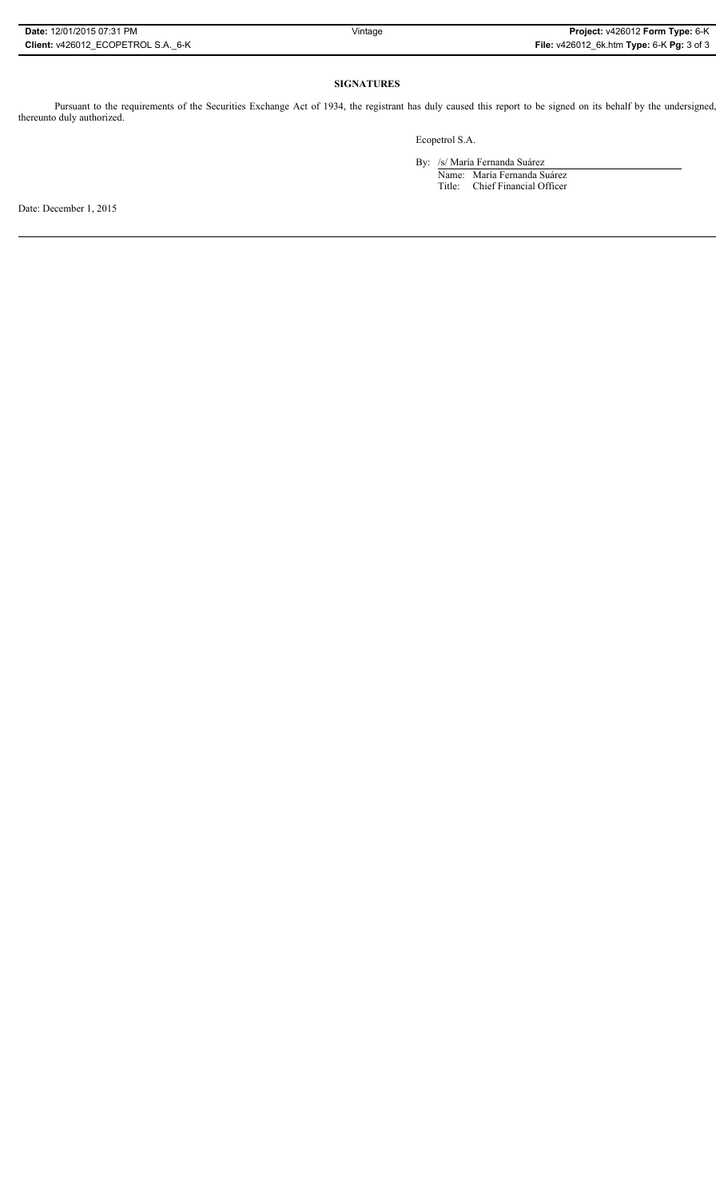## SIGNATURES

Pursuant to the requirements of the Securities Exchange Act of 1934, the registrant has duly caused this report to be signed on its behalf by the undersigned, thereunto duly authorized.

Ecopetrol S.A.

By: /s/ María Fernanda Suárez

Name: María Fernanda Suárez

Title: Chief Financial Officer

Date: December 1, 2015